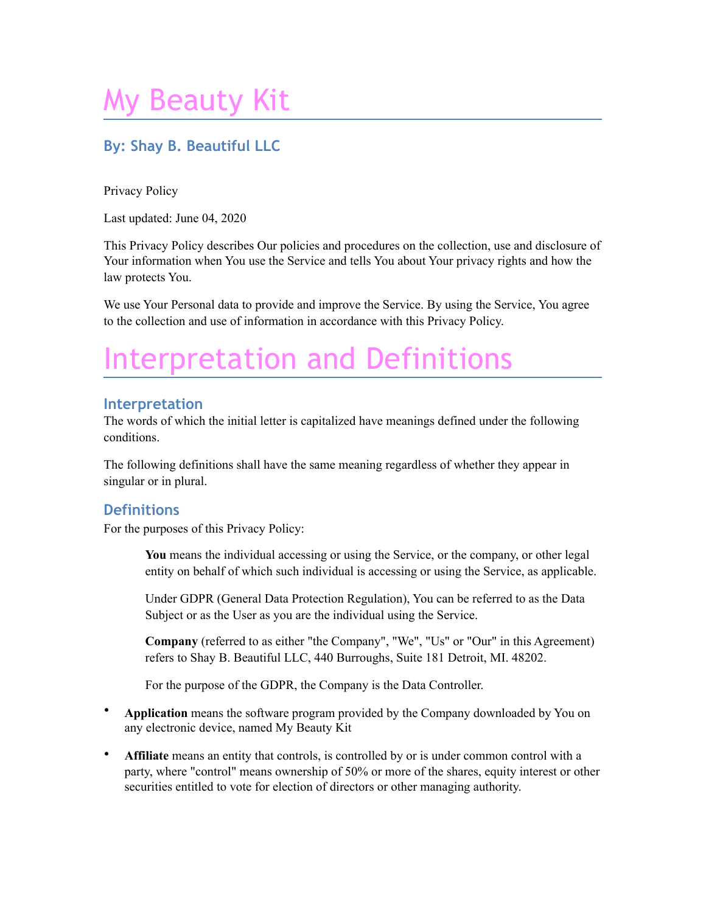# My Beauty Kit

### By: Shay B. Beautiful LLC

Privacy Policy

Last updated: June 04, 2020

This Privacy Policy describes Our policies and procedures on the collection, use and disclosure of Your information when You use the Service and tells You about Your privacy rights and how the law protects You.

We use Your Personal data to provide and improve the Service. By using the Service, You agree to the collection and use of information in accordance with this Privacy Policy.

# Interpretation and Definitions

## Interpretation

The words of which the initial letter is capitalized have meanings defined under the following conditions.

The following definitions shall have the same meaning regardless of whether they appear in singular or in plural.

## Definitions

For the purposes of this Privacy Policy:

> **You** means the individual accessing or using the Service, or the company, or other legal entity on behalf of which such individual is accessing or using the Service, as applicable.
>
> Under GDPR (General Data Protection Regulation), You can be referred to as the Data Subject or as the User as you are the individual using the Service.
>
> **Company** (referred to as either "the Company", "We", "Us" or "Our" in this Agreement) refers to Shay B. Beautiful LLC, 440 Burroughs, Suite 181 Detroit, MI. 48202.
>
> For the purpose of the GDPR, the Company is the Data Controller.

- **Application** means the software program provided by the Company downloaded by You on any electronic device, named My Beauty Kit
- **Affiliate** means an entity that controls, is controlled by or is under common control with a party, where "control" means ownership of 50% or more of the shares, equity interest or other securities entitled to vote for election of directors or other managing authority.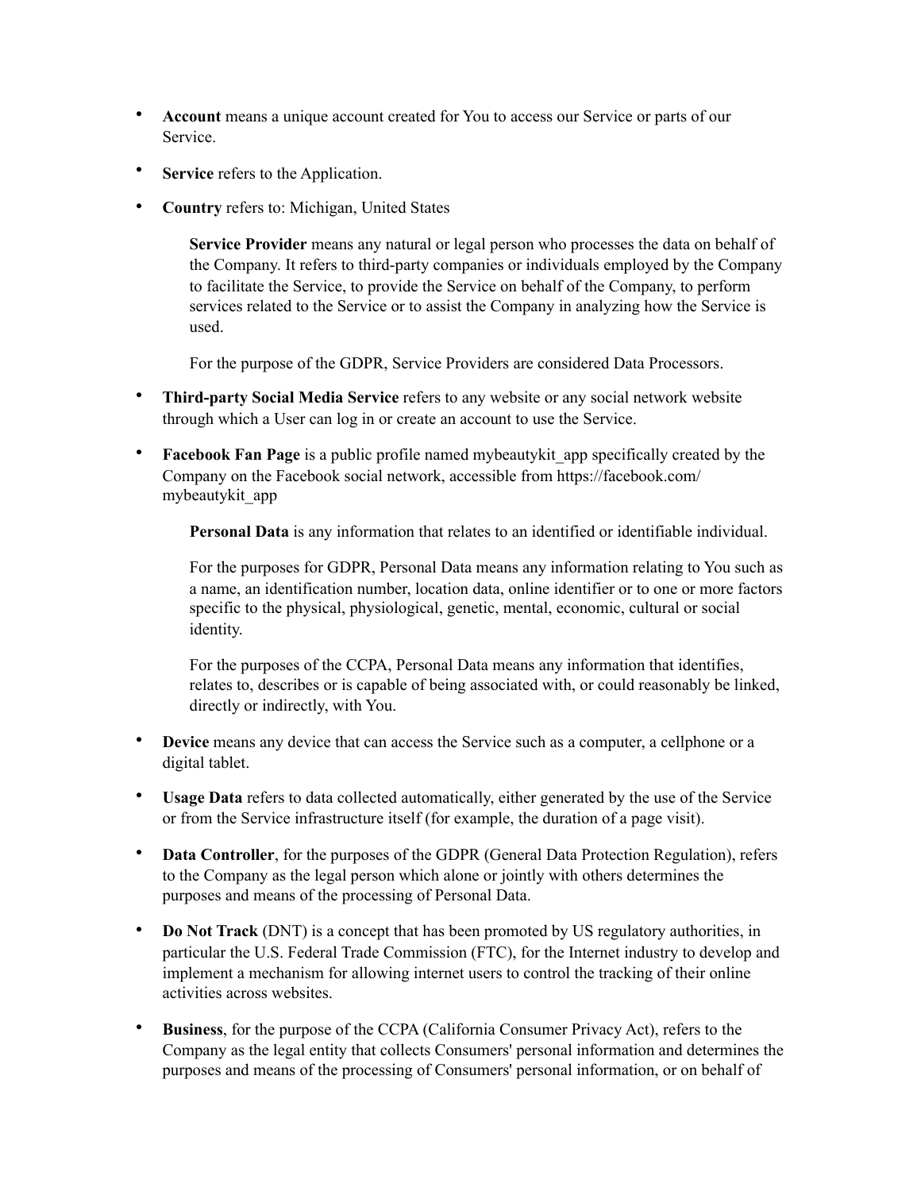- **Account** means a unique account created for You to access our Service or parts of our Service.
- **Service** refers to the Application.
- **Country** refers to: Michigan, United States

  **Service Provider** means any natural or legal person who processes the data on behalf of the Company. It refers to third-party companies or individuals employed by the Company to facilitate the Service, to provide the Service on behalf of the Company, to perform services related to the Service or to assist the Company in analyzing how the Service is used.

  For the purpose of the GDPR, Service Providers are considered Data Processors.

- **Third-party Social Media Service** refers to any website or any social network website through which a User can log in or create an account to use the Service.
- **Facebook Fan Page** is a public profile named mybeautykit_app specifically created by the Company on the Facebook social network, accessible from https://facebook.com/mybeautykit_app

  **Personal Data** is any information that relates to an identified or identifiable individual.

  For the purposes for GDPR, Personal Data means any information relating to You such as a name, an identification number, location data, online identifier or to one or more factors specific to the physical, physiological, genetic, mental, economic, cultural or social identity.

  For the purposes of the CCPA, Personal Data means any information that identifies, relates to, describes or is capable of being associated with, or could reasonably be linked, directly or indirectly, with You.

- **Device** means any device that can access the Service such as a computer, a cellphone or a digital tablet.
- **Usage Data** refers to data collected automatically, either generated by the use of the Service or from the Service infrastructure itself (for example, the duration of a page visit).
- **Data Controller**, for the purposes of the GDPR (General Data Protection Regulation), refers to the Company as the legal person which alone or jointly with others determines the purposes and means of the processing of Personal Data.
- **Do Not Track** (DNT) is a concept that has been promoted by US regulatory authorities, in particular the U.S. Federal Trade Commission (FTC), for the Internet industry to develop and implement a mechanism for allowing internet users to control the tracking of their online activities across websites.
- **Business**, for the purpose of the CCPA (California Consumer Privacy Act), refers to the Company as the legal entity that collects Consumers' personal information and determines the purposes and means of the processing of Consumers' personal information, or on behalf of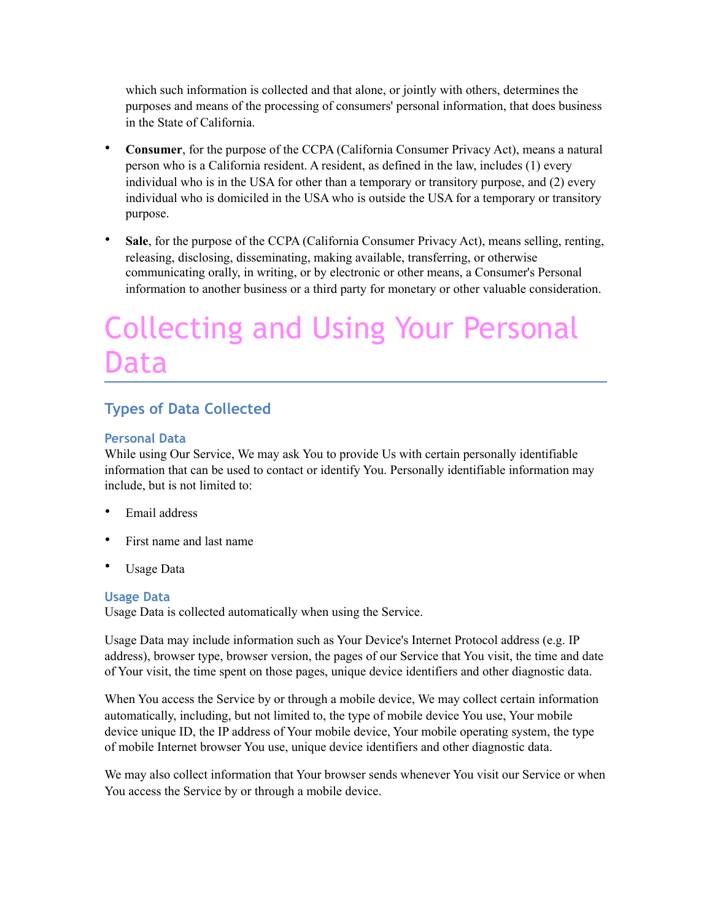which such information is collected and that alone, or jointly with others, determines the purposes and means of the processing of consumers' personal information, that does business in the State of California.

- **Consumer**, for the purpose of the CCPA (California Consumer Privacy Act), means a natural person who is a California resident. A resident, as defined in the law, includes (1) every individual who is in the USA for other than a temporary or transitory purpose, and (2) every individual who is domiciled in the USA who is outside the USA for a temporary or transitory purpose.
- **Sale**, for the purpose of the CCPA (California Consumer Privacy Act), means selling, renting, releasing, disclosing, disseminating, making available, transferring, or otherwise communicating orally, in writing, or by electronic or other means, a Consumer's Personal information to another business or a third party for monetary or other valuable consideration.

# Collecting and Using Your Personal Data

## Types of Data Collected

### Personal Data

While using Our Service, We may ask You to provide Us with certain personally identifiable information that can be used to contact or identify You. Personally identifiable information may include, but is not limited to:

- Email address
- First name and last name
- Usage Data

### Usage Data

Usage Data is collected automatically when using the Service.

Usage Data may include information such as Your Device's Internet Protocol address (e.g. IP address), browser type, browser version, the pages of our Service that You visit, the time and date of Your visit, the time spent on those pages, unique device identifiers and other diagnostic data.

When You access the Service by or through a mobile device, We may collect certain information automatically, including, but not limited to, the type of mobile device You use, Your mobile device unique ID, the IP address of Your mobile device, Your mobile operating system, the type of mobile Internet browser You use, unique device identifiers and other diagnostic data.

We may also collect information that Your browser sends whenever You visit our Service or when You access the Service by or through a mobile device.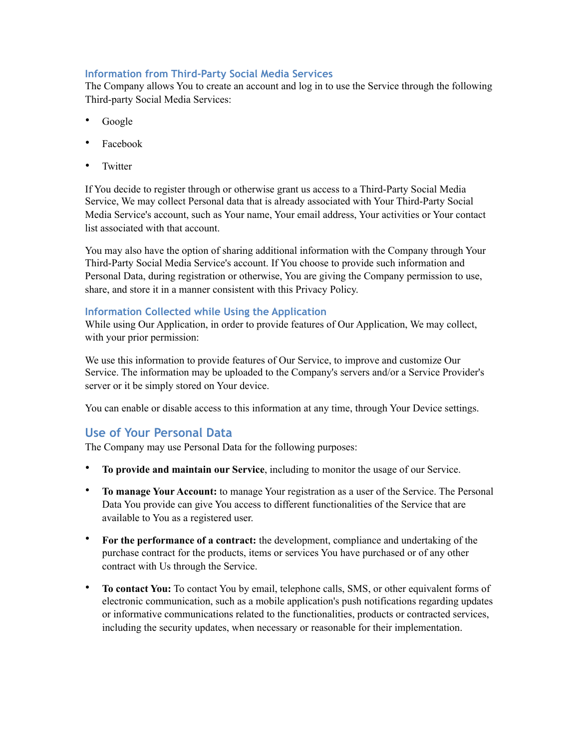### Information from Third-Party Social Media Services

The Company allows You to create an account and log in to use the Service through the following Third-party Social Media Services:

- Google
- Facebook
- Twitter

If You decide to register through or otherwise grant us access to a Third-Party Social Media Service, We may collect Personal data that is already associated with Your Third-Party Social Media Service's account, such as Your name, Your email address, Your activities or Your contact list associated with that account.

You may also have the option of sharing additional information with the Company through Your Third-Party Social Media Service's account. If You choose to provide such information and Personal Data, during registration or otherwise, You are giving the Company permission to use, share, and store it in a manner consistent with this Privacy Policy.

### Information Collected while Using the Application

While using Our Application, in order to provide features of Our Application, We may collect, with your prior permission:

We use this information to provide features of Our Service, to improve and customize Our Service. The information may be uploaded to the Company's servers and/or a Service Provider's server or it be simply stored on Your device.

You can enable or disable access to this information at any time, through Your Device settings.

## Use of Your Personal Data

The Company may use Personal Data for the following purposes:

- **To provide and maintain our Service**, including to monitor the usage of our Service.
- **To manage Your Account:** to manage Your registration as a user of the Service. The Personal Data You provide can give You access to different functionalities of the Service that are available to You as a registered user.
- **For the performance of a contract:** the development, compliance and undertaking of the purchase contract for the products, items or services You have purchased or of any other contract with Us through the Service.
- **To contact You:** To contact You by email, telephone calls, SMS, or other equivalent forms of electronic communication, such as a mobile application's push notifications regarding updates or informative communications related to the functionalities, products or contracted services, including the security updates, when necessary or reasonable for their implementation.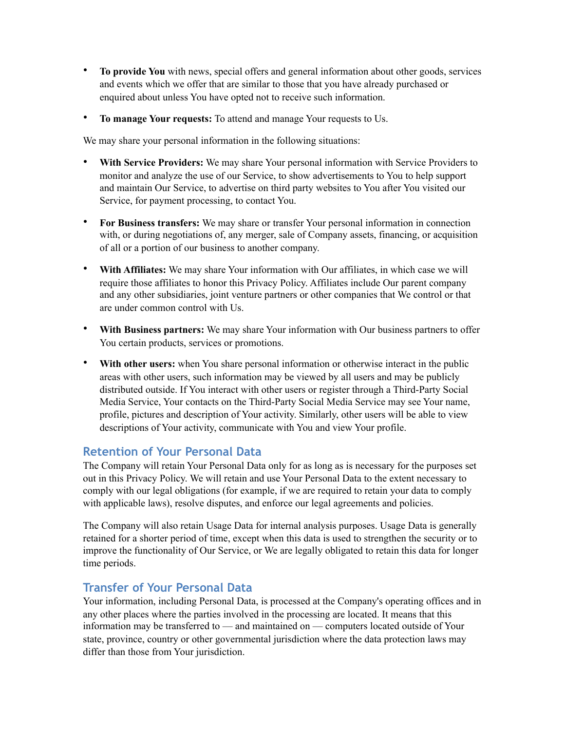- **To provide You** with news, special offers and general information about other goods, services and events which we offer that are similar to those that you have already purchased or enquired about unless You have opted not to receive such information.
- **To manage Your requests:** To attend and manage Your requests to Us.

We may share your personal information in the following situations:

- **With Service Providers:** We may share Your personal information with Service Providers to monitor and analyze the use of our Service, to show advertisements to You to help support and maintain Our Service, to advertise on third party websites to You after You visited our Service, for payment processing, to contact You.
- **For Business transfers:** We may share or transfer Your personal information in connection with, or during negotiations of, any merger, sale of Company assets, financing, or acquisition of all or a portion of our business to another company.
- **With Affiliates:** We may share Your information with Our affiliates, in which case we will require those affiliates to honor this Privacy Policy. Affiliates include Our parent company and any other subsidiaries, joint venture partners or other companies that We control or that are under common control with Us.
- **With Business partners:** We may share Your information with Our business partners to offer You certain products, services or promotions.
- **With other users:** when You share personal information or otherwise interact in the public areas with other users, such information may be viewed by all users and may be publicly distributed outside. If You interact with other users or register through a Third-Party Social Media Service, Your contacts on the Third-Party Social Media Service may see Your name, profile, pictures and description of Your activity. Similarly, other users will be able to view descriptions of Your activity, communicate with You and view Your profile.

## Retention of Your Personal Data

The Company will retain Your Personal Data only for as long as is necessary for the purposes set out in this Privacy Policy. We will retain and use Your Personal Data to the extent necessary to comply with our legal obligations (for example, if we are required to retain your data to comply with applicable laws), resolve disputes, and enforce our legal agreements and policies.

The Company will also retain Usage Data for internal analysis purposes. Usage Data is generally retained for a shorter period of time, except when this data is used to strengthen the security or to improve the functionality of Our Service, or We are legally obligated to retain this data for longer time periods.

## Transfer of Your Personal Data

Your information, including Personal Data, is processed at the Company's operating offices and in any other places where the parties involved in the processing are located. It means that this information may be transferred to — and maintained on — computers located outside of Your state, province, country or other governmental jurisdiction where the data protection laws may differ than those from Your jurisdiction.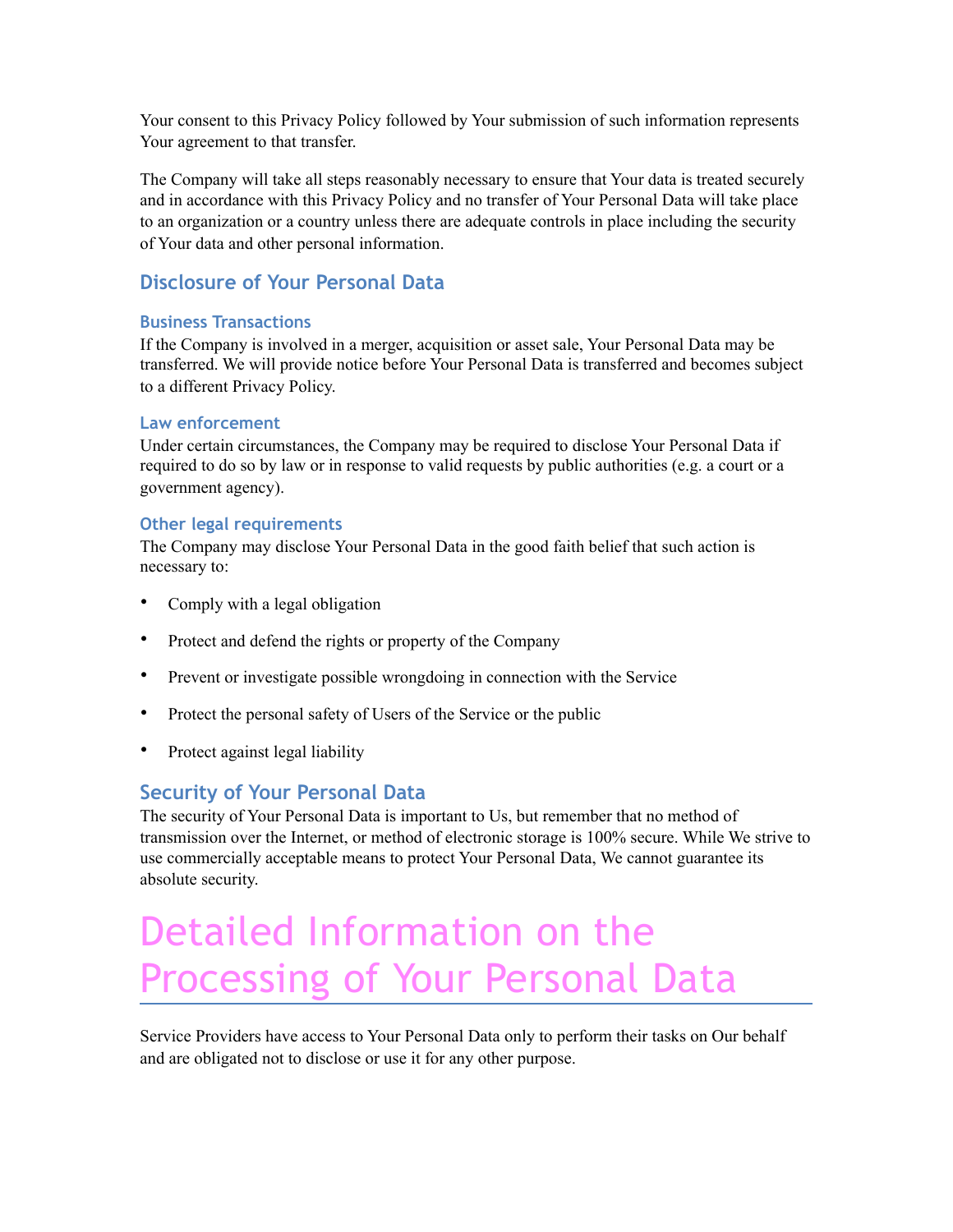Your consent to this Privacy Policy followed by Your submission of such information represents Your agreement to that transfer.

The Company will take all steps reasonably necessary to ensure that Your data is treated securely and in accordance with this Privacy Policy and no transfer of Your Personal Data will take place to an organization or a country unless there are adequate controls in place including the security of Your data and other personal information.

## Disclosure of Your Personal Data

### Business Transactions

If the Company is involved in a merger, acquisition or asset sale, Your Personal Data may be transferred. We will provide notice before Your Personal Data is transferred and becomes subject to a different Privacy Policy.

### Law enforcement

Under certain circumstances, the Company may be required to disclose Your Personal Data if required to do so by law or in response to valid requests by public authorities (e.g. a court or a government agency).

### Other legal requirements

The Company may disclose Your Personal Data in the good faith belief that such action is necessary to:

- Comply with a legal obligation
- Protect and defend the rights or property of the Company
- Prevent or investigate possible wrongdoing in connection with the Service
- Protect the personal safety of Users of the Service or the public
- Protect against legal liability

## Security of Your Personal Data

The security of Your Personal Data is important to Us, but remember that no method of transmission over the Internet, or method of electronic storage is 100% secure. While We strive to use commercially acceptable means to protect Your Personal Data, We cannot guarantee its absolute security.

# Detailed Information on the Processing of Your Personal Data

Service Providers have access to Your Personal Data only to perform their tasks on Our behalf and are obligated not to disclose or use it for any other purpose.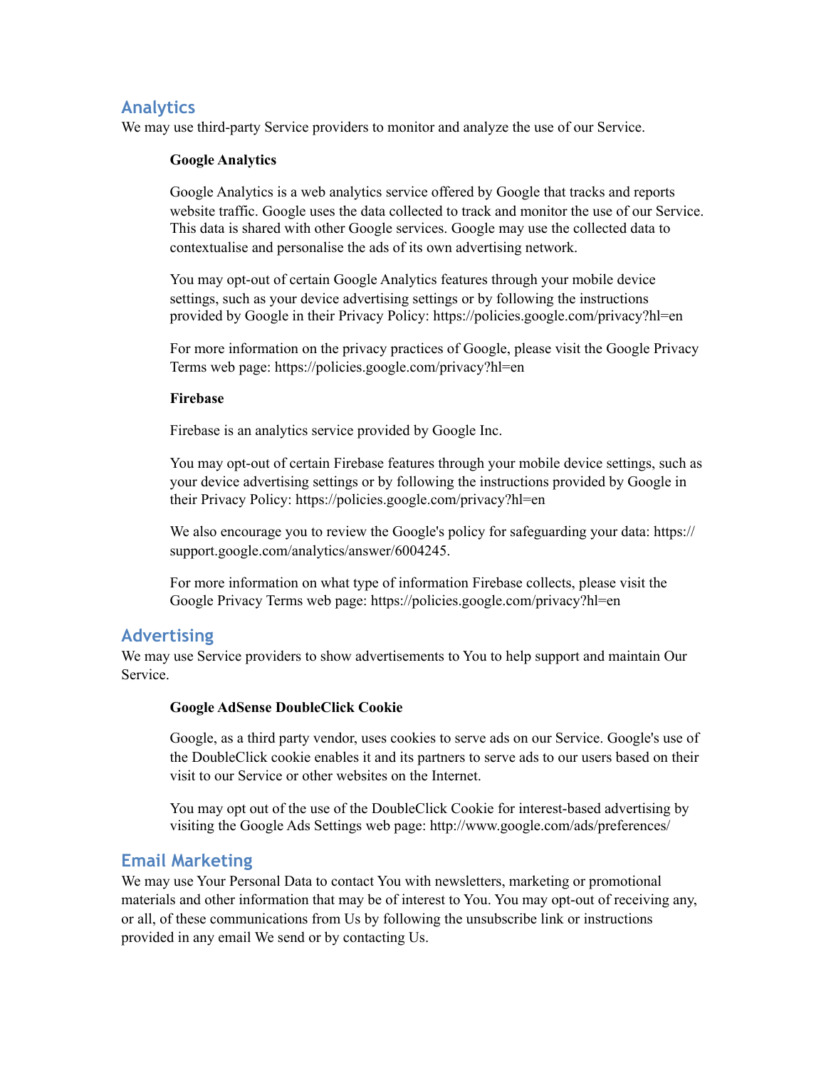## Analytics

We may use third-party Service providers to monitor and analyze the use of our Service.

**Google Analytics**

Google Analytics is a web analytics service offered by Google that tracks and reports website traffic. Google uses the data collected to track and monitor the use of our Service. This data is shared with other Google services. Google may use the collected data to contextualise and personalise the ads of its own advertising network.

You may opt-out of certain Google Analytics features through your mobile device settings, such as your device advertising settings or by following the instructions provided by Google in their Privacy Policy: https://policies.google.com/privacy?hl=en

For more information on the privacy practices of Google, please visit the Google Privacy Terms web page: https://policies.google.com/privacy?hl=en

**Firebase**

Firebase is an analytics service provided by Google Inc.

You may opt-out of certain Firebase features through your mobile device settings, such as your device advertising settings or by following the instructions provided by Google in their Privacy Policy: https://policies.google.com/privacy?hl=en

We also encourage you to review the Google's policy for safeguarding your data: https://support.google.com/analytics/answer/6004245.

For more information on what type of information Firebase collects, please visit the Google Privacy Terms web page: https://policies.google.com/privacy?hl=en

## Advertising

We may use Service providers to show advertisements to You to help support and maintain Our Service.

**Google AdSense DoubleClick Cookie**

Google, as a third party vendor, uses cookies to serve ads on our Service. Google's use of the DoubleClick cookie enables it and its partners to serve ads to our users based on their visit to our Service or other websites on the Internet.

You may opt out of the use of the DoubleClick Cookie for interest-based advertising by visiting the Google Ads Settings web page: http://www.google.com/ads/preferences/

## Email Marketing

We may use Your Personal Data to contact You with newsletters, marketing or promotional materials and other information that may be of interest to You. You may opt-out of receiving any, or all, of these communications from Us by following the unsubscribe link or instructions provided in any email We send or by contacting Us.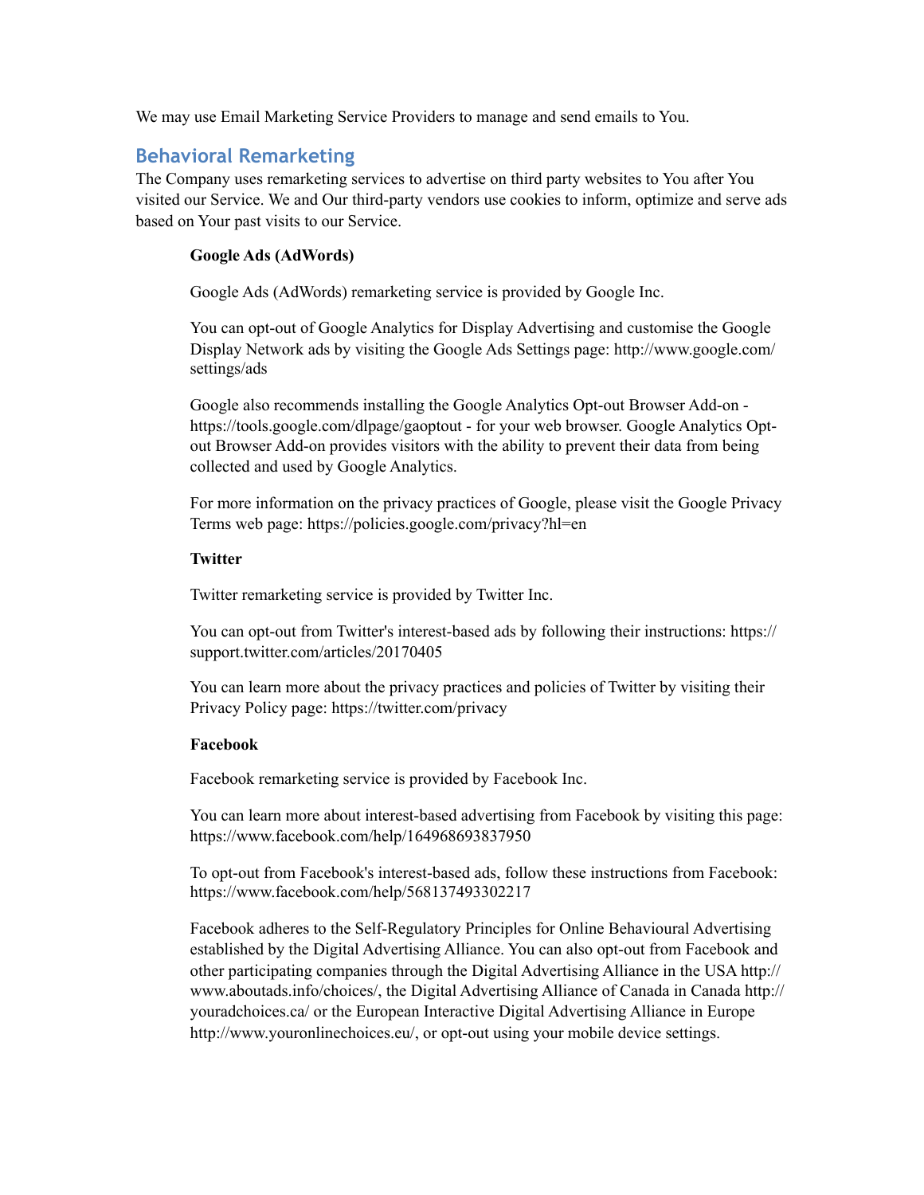We may use Email Marketing Service Providers to manage and send emails to You.

## Behavioral Remarketing

The Company uses remarketing services to advertise on third party websites to You after You visited our Service. We and Our third-party vendors use cookies to inform, optimize and serve ads based on Your past visits to our Service.

**Google Ads (AdWords)**

Google Ads (AdWords) remarketing service is provided by Google Inc.

You can opt-out of Google Analytics for Display Advertising and customise the Google Display Network ads by visiting the Google Ads Settings page: http://www.google.com/settings/ads

Google also recommends installing the Google Analytics Opt-out Browser Add-on - https://tools.google.com/dlpage/gaoptout - for your web browser. Google Analytics Opt-out Browser Add-on provides visitors with the ability to prevent their data from being collected and used by Google Analytics.

For more information on the privacy practices of Google, please visit the Google Privacy Terms web page: https://policies.google.com/privacy?hl=en

**Twitter**

Twitter remarketing service is provided by Twitter Inc.

You can opt-out from Twitter's interest-based ads by following their instructions: https://support.twitter.com/articles/20170405

You can learn more about the privacy practices and policies of Twitter by visiting their Privacy Policy page: https://twitter.com/privacy

**Facebook**

Facebook remarketing service is provided by Facebook Inc.

You can learn more about interest-based advertising from Facebook by visiting this page: https://www.facebook.com/help/164968693837950

To opt-out from Facebook's interest-based ads, follow these instructions from Facebook: https://www.facebook.com/help/568137493302217

Facebook adheres to the Self-Regulatory Principles for Online Behavioural Advertising established by the Digital Advertising Alliance. You can also opt-out from Facebook and other participating companies through the Digital Advertising Alliance in the USA http://www.aboutads.info/choices/, the Digital Advertising Alliance of Canada in Canada http://youradchoices.ca/ or the European Interactive Digital Advertising Alliance in Europe http://www.youronlinechoices.eu/, or opt-out using your mobile device settings.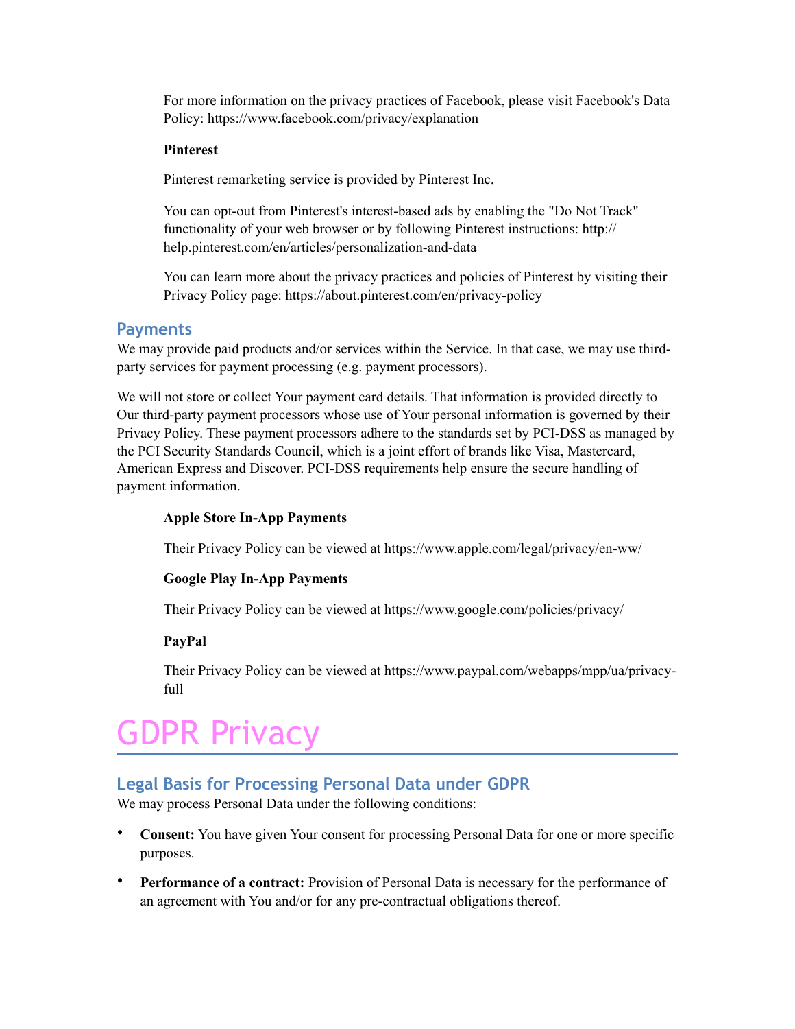For more information on the privacy practices of Facebook, please visit Facebook's Data Policy: https://www.facebook.com/privacy/explanation

**Pinterest**

Pinterest remarketing service is provided by Pinterest Inc.

You can opt-out from Pinterest's interest-based ads by enabling the "Do Not Track" functionality of your web browser or by following Pinterest instructions: http://help.pinterest.com/en/articles/personalization-and-data

You can learn more about the privacy practices and policies of Pinterest by visiting their Privacy Policy page: https://about.pinterest.com/en/privacy-policy

## Payments

We may provide paid products and/or services within the Service. In that case, we may use third-party services for payment processing (e.g. payment processors).

We will not store or collect Your payment card details. That information is provided directly to Our third-party payment processors whose use of Your personal information is governed by their Privacy Policy. These payment processors adhere to the standards set by PCI-DSS as managed by the PCI Security Standards Council, which is a joint effort of brands like Visa, Mastercard, American Express and Discover. PCI-DSS requirements help ensure the secure handling of payment information.

**Apple Store In-App Payments**

Their Privacy Policy can be viewed at https://www.apple.com/legal/privacy/en-ww/

**Google Play In-App Payments**

Their Privacy Policy can be viewed at https://www.google.com/policies/privacy/

**PayPal**

Their Privacy Policy can be viewed at https://www.paypal.com/webapps/mpp/ua/privacy-full

# GDPR Privacy

## Legal Basis for Processing Personal Data under GDPR

We may process Personal Data under the following conditions:

- **Consent:** You have given Your consent for processing Personal Data for one or more specific purposes.
- **Performance of a contract:** Provision of Personal Data is necessary for the performance of an agreement with You and/or for any pre-contractual obligations thereof.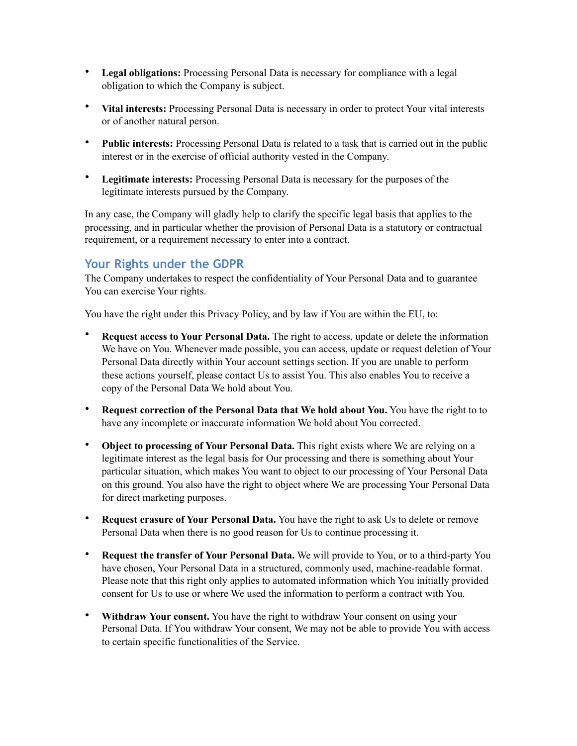- **Legal obligations:** Processing Personal Data is necessary for compliance with a legal obligation to which the Company is subject.
- **Vital interests:** Processing Personal Data is necessary in order to protect Your vital interests or of another natural person.
- **Public interests:** Processing Personal Data is related to a task that is carried out in the public interest or in the exercise of official authority vested in the Company.
- **Legitimate interests:** Processing Personal Data is necessary for the purposes of the legitimate interests pursued by the Company.

In any case, the Company will gladly help to clarify the specific legal basis that applies to the processing, and in particular whether the provision of Personal Data is a statutory or contractual requirement, or a requirement necessary to enter into a contract.

## Your Rights under the GDPR

The Company undertakes to respect the confidentiality of Your Personal Data and to guarantee You can exercise Your rights.

You have the right under this Privacy Policy, and by law if You are within the EU, to:

- **Request access to Your Personal Data.** The right to access, update or delete the information We have on You. Whenever made possible, you can access, update or request deletion of Your Personal Data directly within Your account settings section. If you are unable to perform these actions yourself, please contact Us to assist You. This also enables You to receive a copy of the Personal Data We hold about You.
- **Request correction of the Personal Data that We hold about You.** You have the right to to have any incomplete or inaccurate information We hold about You corrected.
- **Object to processing of Your Personal Data.** This right exists where We are relying on a legitimate interest as the legal basis for Our processing and there is something about Your particular situation, which makes You want to object to our processing of Your Personal Data on this ground. You also have the right to object where We are processing Your Personal Data for direct marketing purposes.
- **Request erasure of Your Personal Data.** You have the right to ask Us to delete or remove Personal Data when there is no good reason for Us to continue processing it.
- **Request the transfer of Your Personal Data.** We will provide to You, or to a third-party You have chosen, Your Personal Data in a structured, commonly used, machine-readable format. Please note that this right only applies to automated information which You initially provided consent for Us to use or where We used the information to perform a contract with You.
- **Withdraw Your consent.** You have the right to withdraw Your consent on using your Personal Data. If You withdraw Your consent, We may not be able to provide You with access to certain specific functionalities of the Service.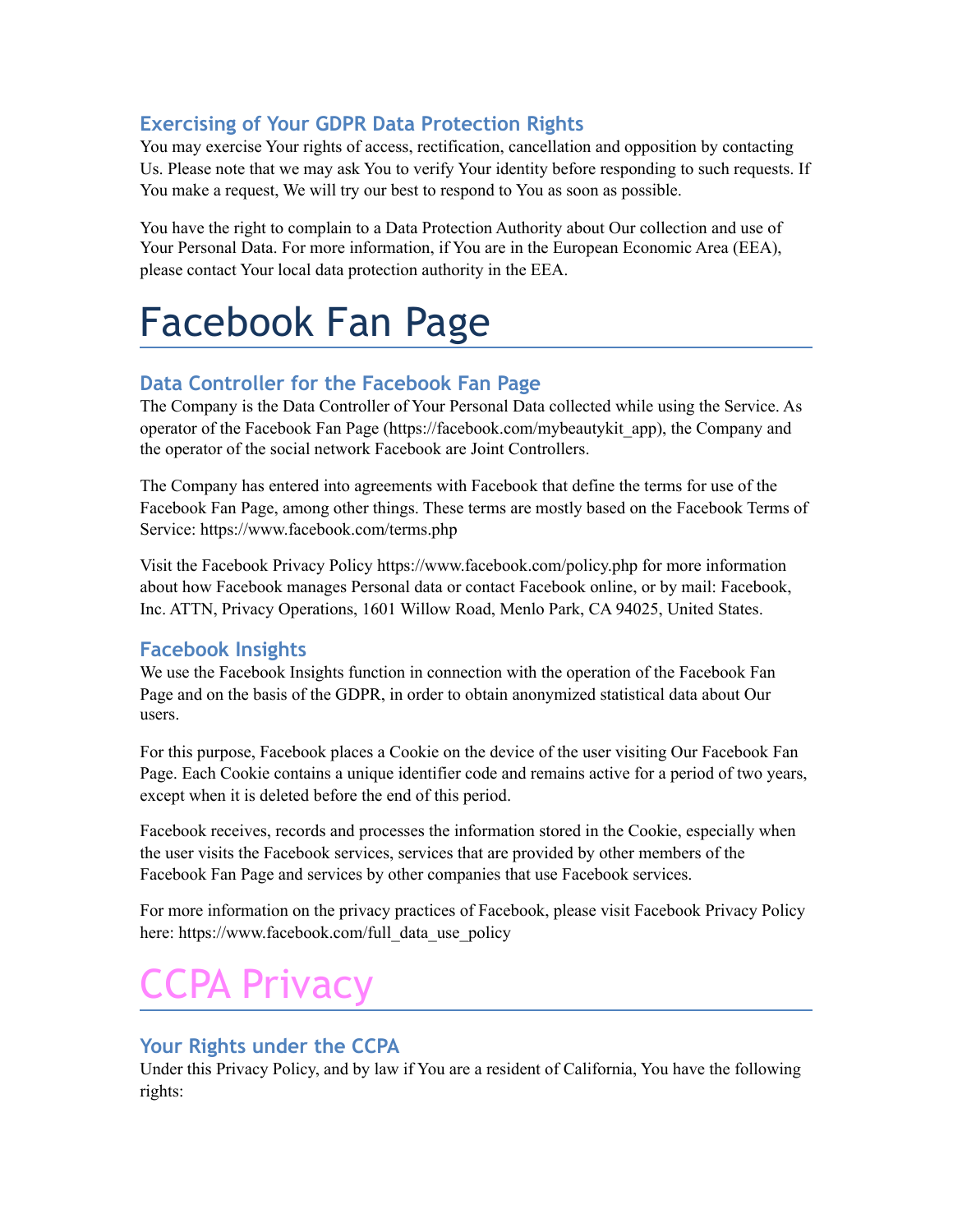### Exercising of Your GDPR Data Protection Rights

You may exercise Your rights of access, rectification, cancellation and opposition by contacting Us. Please note that we may ask You to verify Your identity before responding to such requests. If You make a request, We will try our best to respond to You as soon as possible.

You have the right to complain to a Data Protection Authority about Our collection and use of Your Personal Data. For more information, if You are in the European Economic Area (EEA), please contact Your local data protection authority in the EEA.

# Facebook Fan Page

### Data Controller for the Facebook Fan Page

The Company is the Data Controller of Your Personal Data collected while using the Service. As operator of the Facebook Fan Page (https://facebook.com/mybeautykit_app), the Company and the operator of the social network Facebook are Joint Controllers.

The Company has entered into agreements with Facebook that define the terms for use of the Facebook Fan Page, among other things. These terms are mostly based on the Facebook Terms of Service: https://www.facebook.com/terms.php

Visit the Facebook Privacy Policy https://www.facebook.com/policy.php for more information about how Facebook manages Personal data or contact Facebook online, or by mail: Facebook, Inc. ATTN, Privacy Operations, 1601 Willow Road, Menlo Park, CA 94025, United States.

### Facebook Insights

We use the Facebook Insights function in connection with the operation of the Facebook Fan Page and on the basis of the GDPR, in order to obtain anonymized statistical data about Our users.

For this purpose, Facebook places a Cookie on the device of the user visiting Our Facebook Fan Page. Each Cookie contains a unique identifier code and remains active for a period of two years, except when it is deleted before the end of this period.

Facebook receives, records and processes the information stored in the Cookie, especially when the user visits the Facebook services, services that are provided by other members of the Facebook Fan Page and services by other companies that use Facebook services.

For more information on the privacy practices of Facebook, please visit Facebook Privacy Policy here: https://www.facebook.com/full_data_use_policy

# CCPA Privacy

### Your Rights under the CCPA

Under this Privacy Policy, and by law if You are a resident of California, You have the following rights: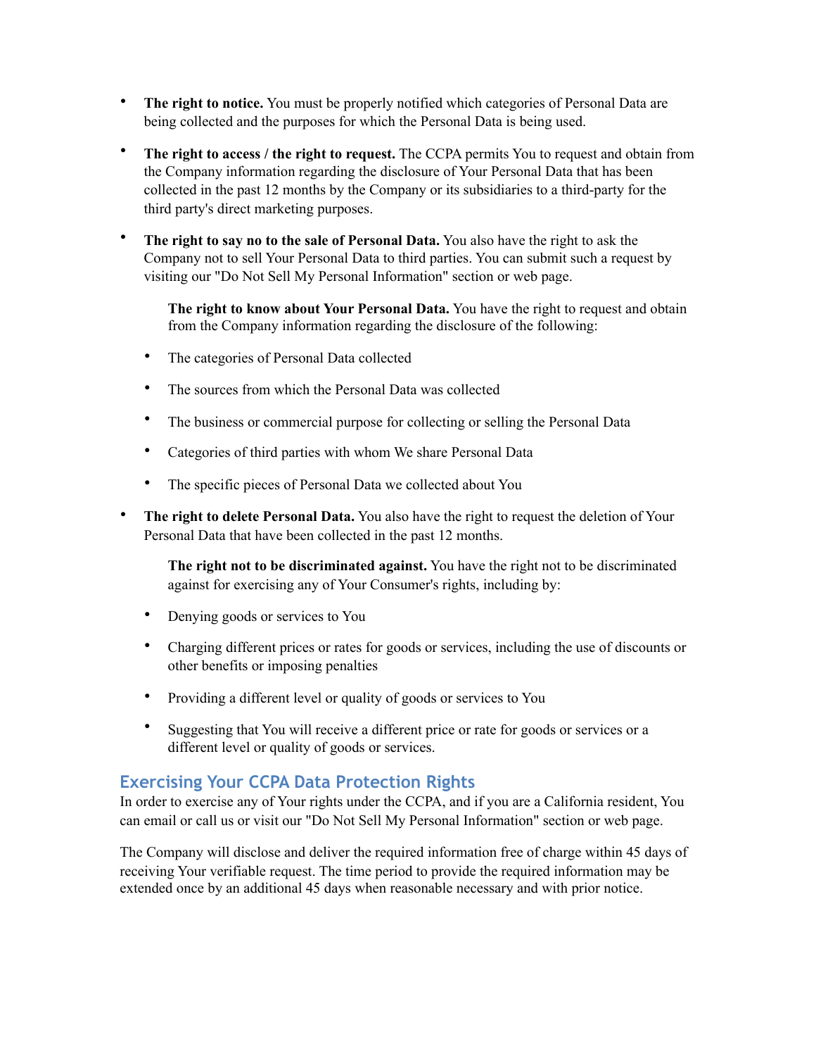- **The right to notice.** You must be properly notified which categories of Personal Data are being collected and the purposes for which the Personal Data is being used.

- **The right to access / the right to request.** The CCPA permits You to request and obtain from the Company information regarding the disclosure of Your Personal Data that has been collected in the past 12 months by the Company or its subsidiaries to a third-party for the third party's direct marketing purposes.

- **The right to say no to the sale of Personal Data.** You also have the right to ask the Company not to sell Your Personal Data to third parties. You can submit such a request by visiting our "Do Not Sell My Personal Information" section or web page.

  **The right to know about Your Personal Data.** You have the right to request and obtain from the Company information regarding the disclosure of the following:

  - The categories of Personal Data collected
  - The sources from which the Personal Data was collected
  - The business or commercial purpose for collecting or selling the Personal Data
  - Categories of third parties with whom We share Personal Data
  - The specific pieces of Personal Data we collected about You

- **The right to delete Personal Data.** You also have the right to request the deletion of Your Personal Data that have been collected in the past 12 months.

  **The right not to be discriminated against.** You have the right not to be discriminated against for exercising any of Your Consumer's rights, including by:

  - Denying goods or services to You
  - Charging different prices or rates for goods or services, including the use of discounts or other benefits or imposing penalties
  - Providing a different level or quality of goods or services to You
  - Suggesting that You will receive a different price or rate for goods or services or a different level or quality of goods or services.

## Exercising Your CCPA Data Protection Rights

In order to exercise any of Your rights under the CCPA, and if you are a California resident, You can email or call us or visit our "Do Not Sell My Personal Information" section or web page.

The Company will disclose and deliver the required information free of charge within 45 days of receiving Your verifiable request. The time period to provide the required information may be extended once by an additional 45 days when reasonable necessary and with prior notice.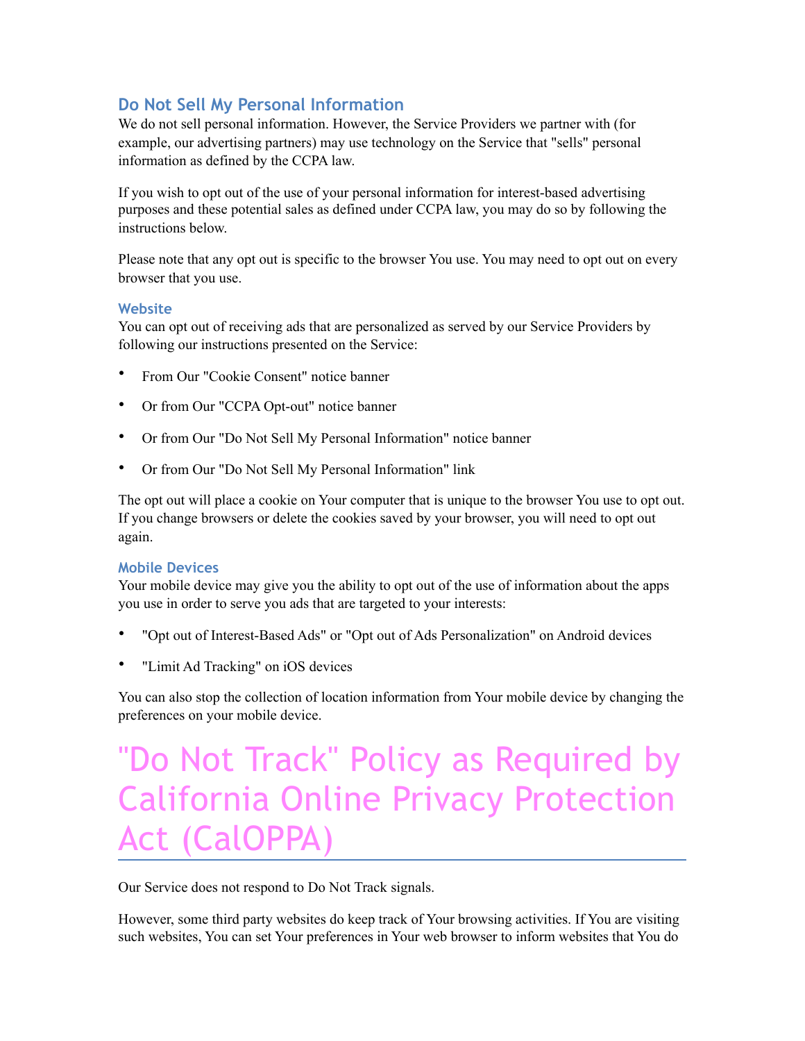### Do Not Sell My Personal Information

We do not sell personal information. However, the Service Providers we partner with (for example, our advertising partners) may use technology on the Service that "sells" personal information as defined by the CCPA law.

If you wish to opt out of the use of your personal information for interest-based advertising purposes and these potential sales as defined under CCPA law, you may do so by following the instructions below.

Please note that any opt out is specific to the browser You use. You may need to opt out on every browser that you use.

#### Website

You can opt out of receiving ads that are personalized as served by our Service Providers by following our instructions presented on the Service:

- From Our "Cookie Consent" notice banner
- Or from Our "CCPA Opt-out" notice banner
- Or from Our "Do Not Sell My Personal Information" notice banner
- Or from Our "Do Not Sell My Personal Information" link

The opt out will place a cookie on Your computer that is unique to the browser You use to opt out. If you change browsers or delete the cookies saved by your browser, you will need to opt out again.

#### Mobile Devices

Your mobile device may give you the ability to opt out of the use of information about the apps you use in order to serve you ads that are targeted to your interests:

- "Opt out of Interest-Based Ads" or "Opt out of Ads Personalization" on Android devices
- "Limit Ad Tracking" on iOS devices

You can also stop the collection of location information from Your mobile device by changing the preferences on your mobile device.

# "Do Not Track" Policy as Required by California Online Privacy Protection Act (CalOPPA)

Our Service does not respond to Do Not Track signals.

However, some third party websites do keep track of Your browsing activities. If You are visiting such websites, You can set Your preferences in Your web browser to inform websites that You do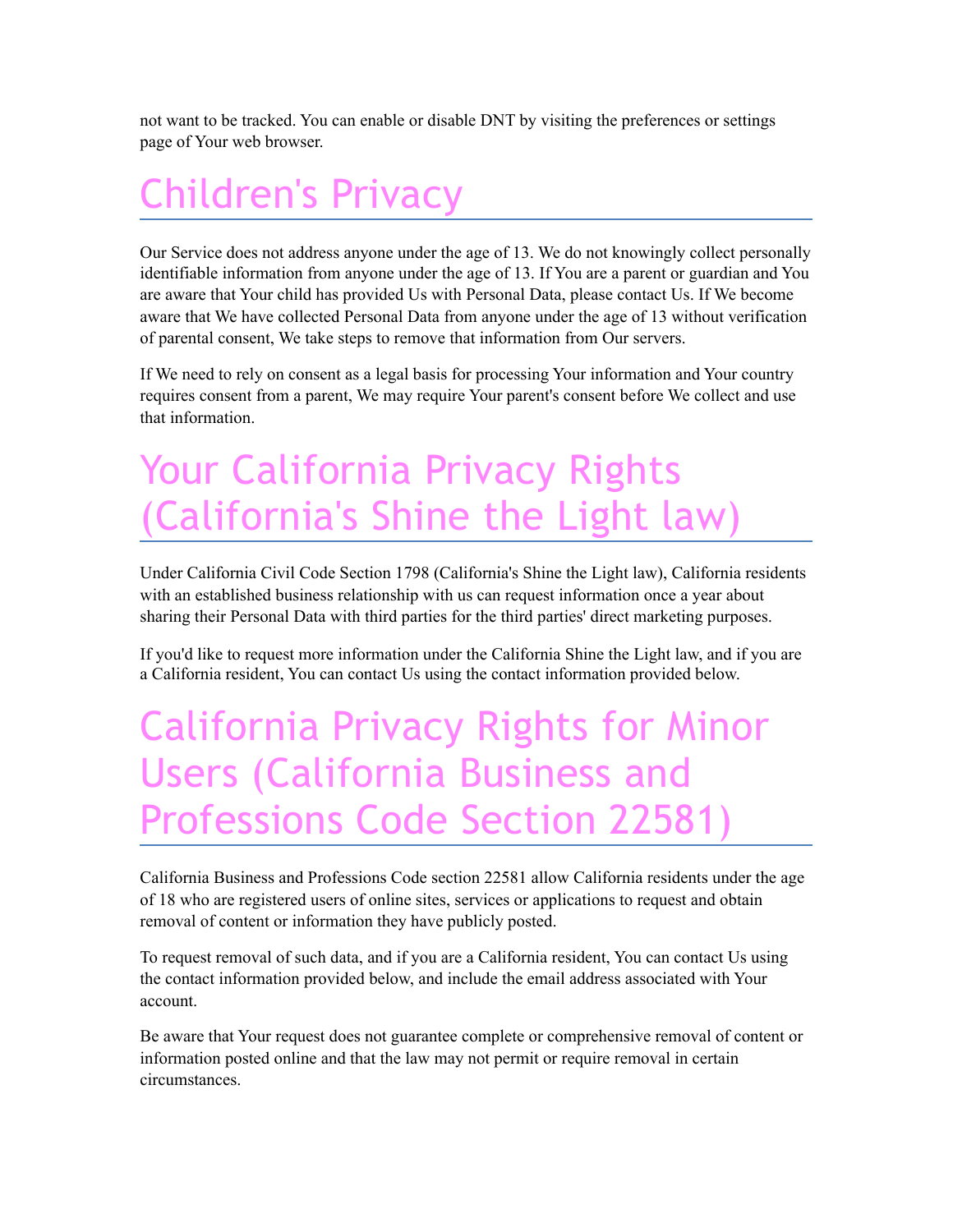not want to be tracked. You can enable or disable DNT by visiting the preferences or settings page of Your web browser.

# Children's Privacy

Our Service does not address anyone under the age of 13. We do not knowingly collect personally identifiable information from anyone under the age of 13. If You are a parent or guardian and You are aware that Your child has provided Us with Personal Data, please contact Us. If We become aware that We have collected Personal Data from anyone under the age of 13 without verification of parental consent, We take steps to remove that information from Our servers.

If We need to rely on consent as a legal basis for processing Your information and Your country requires consent from a parent, We may require Your parent's consent before We collect and use that information.

# Your California Privacy Rights (California's Shine the Light law)

Under California Civil Code Section 1798 (California's Shine the Light law), California residents with an established business relationship with us can request information once a year about sharing their Personal Data with third parties for the third parties' direct marketing purposes.

If you'd like to request more information under the California Shine the Light law, and if you are a California resident, You can contact Us using the contact information provided below.

# California Privacy Rights for Minor Users (California Business and Professions Code Section 22581)

California Business and Professions Code section 22581 allow California residents under the age of 18 who are registered users of online sites, services or applications to request and obtain removal of content or information they have publicly posted.

To request removal of such data, and if you are a California resident, You can contact Us using the contact information provided below, and include the email address associated with Your account.

Be aware that Your request does not guarantee complete or comprehensive removal of content or information posted online and that the law may not permit or require removal in certain circumstances.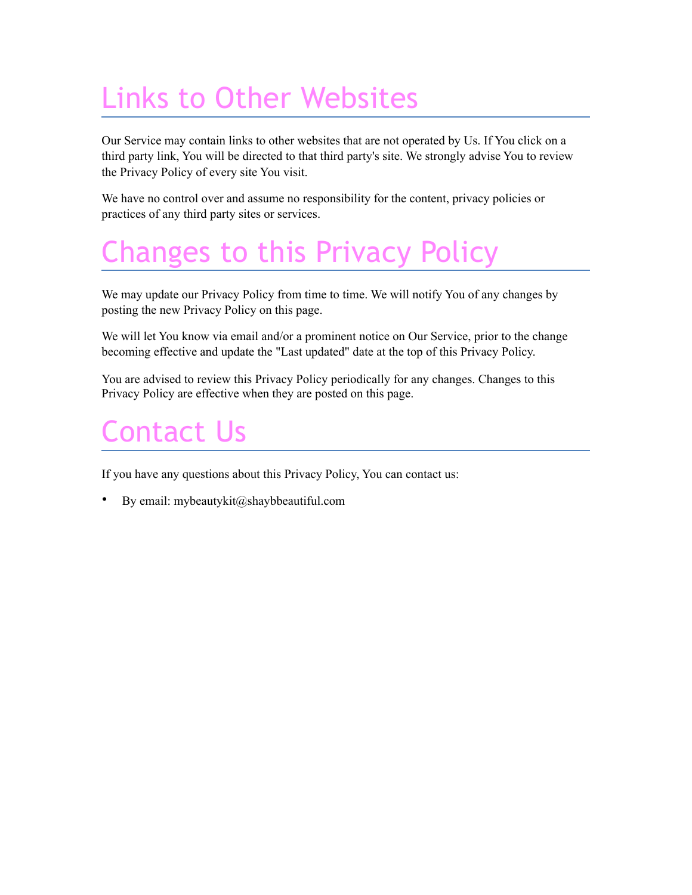# Links to Other Websites

Our Service may contain links to other websites that are not operated by Us. If You click on a third party link, You will be directed to that third party's site. We strongly advise You to review the Privacy Policy of every site You visit.

We have no control over and assume no responsibility for the content, privacy policies or practices of any third party sites or services.

# Changes to this Privacy Policy

We may update our Privacy Policy from time to time. We will notify You of any changes by posting the new Privacy Policy on this page.

We will let You know via email and/or a prominent notice on Our Service, prior to the change becoming effective and update the "Last updated" date at the top of this Privacy Policy.

You are advised to review this Privacy Policy periodically for any changes. Changes to this Privacy Policy are effective when they are posted on this page.

# Contact Us

If you have any questions about this Privacy Policy, You can contact us:

- By email: mybeautykit@shaybbeautiful.com